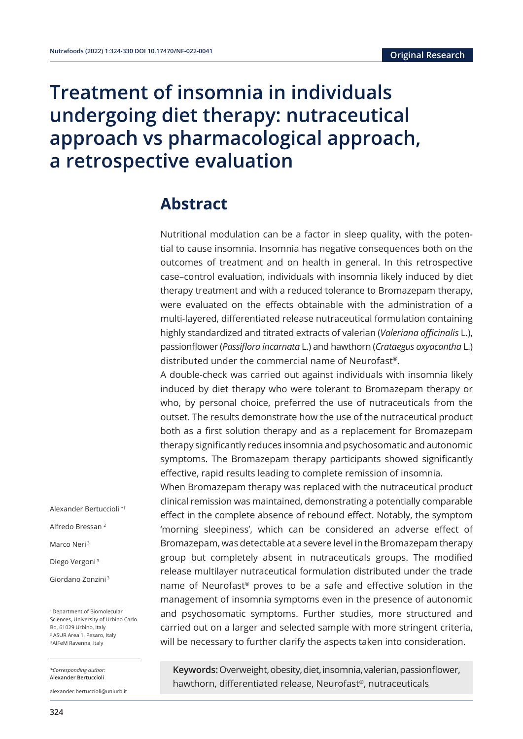# Treatment of insomnia in individuals undergoing diet therapy: nutraceutical approach vs pharmacological approach, a retrospective evaluation

Alexander Bertuccioli *[1]

Alfredo Bressan [2]

Marco Neri [3]

Diego Vergoni [3]

Giordano Zonzini [3]

[1] Department of Biomolecular Sciences, University of Urbino Carlo Bo, 61029 Urbino, Italy
[2] ASUR Area 1, Pesaro, Italy
[3] AIFeM Ravenna, Italy

*Corresponding author:
**Alexander Bertuccioli**

alexander.bertuccioli@uniurb.it

## Abstract

Nutritional modulation can be a factor in sleep quality, with the potential to cause insomnia. Insomnia has negative consequences both on the outcomes of treatment and on health in general. In this retrospective case–control evaluation, individuals with insomnia likely induced by diet therapy treatment and with a reduced tolerance to Bromazepam therapy, were evaluated on the effects obtainable with the administration of a multi-layered, differentiated release nutraceutical formulation containing highly standardized and titrated extracts of valerian (*Valeriana officinalis* L.), passionflower (*Passiflora incarnata* L.) and hawthorn (*Crataegus oxyacantha* L.) distributed under the commercial name of Neurofast®.

A double-check was carried out against individuals with insomnia likely induced by diet therapy who were tolerant to Bromazepam therapy or who, by personal choice, preferred the use of nutraceuticals from the outset. The results demonstrate how the use of the nutraceutical product both as a first solution therapy and as a replacement for Bromazepam therapy significantly reduces insomnia and psychosomatic and autonomic symptoms. The Bromazepam therapy participants showed significantly effective, rapid results leading to complete remission of insomnia.

When Bromazepam therapy was replaced with the nutraceutical product clinical remission was maintained, demonstrating a potentially comparable effect in the complete absence of rebound effect. Notably, the symptom 'morning sleepiness', which can be considered an adverse effect of Bromazepam, was detectable at a severe level in the Bromazepam therapy group but completely absent in nutraceuticals groups. The modified release multilayer nutraceutical formulation distributed under the trade name of Neurofast® proves to be a safe and effective solution in the management of insomnia symptoms even in the presence of autonomic and psychosomatic symptoms. Further studies, more structured and carried out on a larger and selected sample with more stringent criteria, will be necessary to further clarify the aspects taken into consideration.

**Keywords:** Overweight, obesity, diet, insomnia, valerian, passionflower, hawthorn, differentiated release, Neurofast®, nutraceuticals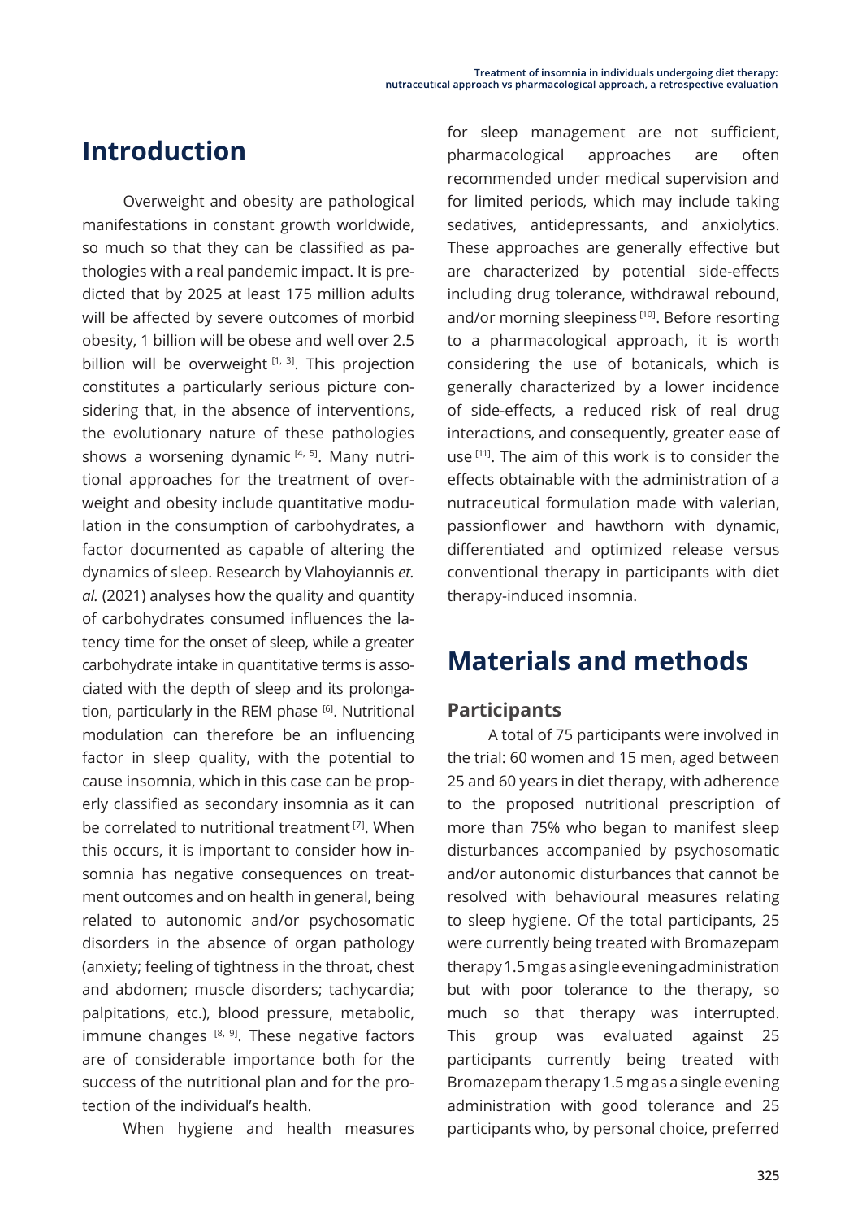## Introduction

Overweight and obesity are pathological manifestations in constant growth worldwide, so much so that they can be classified as pathologies with a real pandemic impact. It is predicted that by 2025 at least 175 million adults will be affected by severe outcomes of morbid obesity, 1 billion will be obese and well over 2.5 billion will be overweight [1, 3]. This projection constitutes a particularly serious picture considering that, in the absence of interventions, the evolutionary nature of these pathologies shows a worsening dynamic [4, 5]. Many nutritional approaches for the treatment of overweight and obesity include quantitative modulation in the consumption of carbohydrates, a factor documented as capable of altering the dynamics of sleep. Research by Vlahoyiannis *et. al.* (2021) analyses how the quality and quantity of carbohydrates consumed influences the latency time for the onset of sleep, while a greater carbohydrate intake in quantitative terms is associated with the depth of sleep and its prolongation, particularly in the REM phase [6]. Nutritional modulation can therefore be an influencing factor in sleep quality, with the potential to cause insomnia, which in this case can be properly classified as secondary insomnia as it can be correlated to nutritional treatment [7]. When this occurs, it is important to consider how insomnia has negative consequences on treatment outcomes and on health in general, being related to autonomic and/or psychosomatic disorders in the absence of organ pathology (anxiety; feeling of tightness in the throat, chest and abdomen; muscle disorders; tachycardia; palpitations, etc.), blood pressure, metabolic, immune changes [8, 9]. These negative factors are of considerable importance both for the success of the nutritional plan and for the protection of the individual's health.

When hygiene and health measures for sleep management are not sufficient, pharmacological approaches are often recommended under medical supervision and for limited periods, which may include taking sedatives, antidepressants, and anxiolytics. These approaches are generally effective but are characterized by potential side-effects including drug tolerance, withdrawal rebound, and/or morning sleepiness [10]. Before resorting to a pharmacological approach, it is worth considering the use of botanicals, which is generally characterized by a lower incidence of side-effects, a reduced risk of real drug interactions, and consequently, greater ease of use [11]. The aim of this work is to consider the effects obtainable with the administration of a nutraceutical formulation made with valerian, passionflower and hawthorn with dynamic, differentiated and optimized release versus conventional therapy in participants with diet therapy-induced insomnia.

## Materials and methods

### Participants

A total of 75 participants were involved in the trial: 60 women and 15 men, aged between 25 and 60 years in diet therapy, with adherence to the proposed nutritional prescription of more than 75% who began to manifest sleep disturbances accompanied by psychosomatic and/or autonomic disturbances that cannot be resolved with behavioural measures relating to sleep hygiene. Of the total participants, 25 were currently being treated with Bromazepam therapy 1.5 mg as a single evening administration but with poor tolerance to the therapy, so much so that therapy was interrupted. This group was evaluated against 25 participants currently being treated with Bromazepam therapy 1.5 mg as a single evening administration with good tolerance and 25 participants who, by personal choice, preferred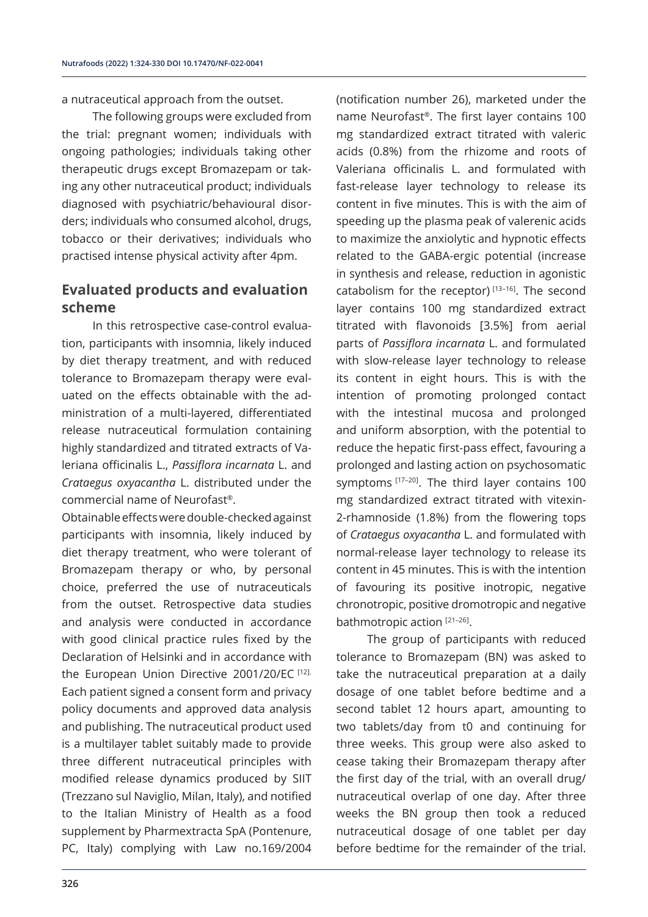a nutraceutical approach from the outset.

The following groups were excluded from the trial: pregnant women; individuals with ongoing pathologies; individuals taking other therapeutic drugs except Bromazepam or taking any other nutraceutical product; individuals diagnosed with psychiatric/behavioural disorders; individuals who consumed alcohol, drugs, tobacco or their derivatives; individuals who practised intense physical activity after 4pm.

## Evaluated products and evaluation scheme

In this retrospective case-control evaluation, participants with insomnia, likely induced by diet therapy treatment, and with reduced tolerance to Bromazepam therapy were evaluated on the effects obtainable with the administration of a multi-layered, differentiated release nutraceutical formulation containing highly standardized and titrated extracts of Valeriana officinalis L., *Passiflora incarnata* L. and *Crataegus oxyacantha* L. distributed under the commercial name of Neurofast®.

Obtainable effects were double-checked against participants with insomnia, likely induced by diet therapy treatment, who were tolerant of Bromazepam therapy or who, by personal choice, preferred the use of nutraceuticals from the outset. Retrospective data studies and analysis were conducted in accordance with good clinical practice rules fixed by the Declaration of Helsinki and in accordance with the European Union Directive 2001/20/EC [12]. Each patient signed a consent form and privacy policy documents and approved data analysis and publishing. The nutraceutical product used is a multilayer tablet suitably made to provide three different nutraceutical principles with modified release dynamics produced by SIIT (Trezzano sul Naviglio, Milan, Italy), and notified to the Italian Ministry of Health as a food supplement by Pharmextracta SpA (Pontenure, PC, Italy) complying with Law no.169/2004 (notification number 26), marketed under the name Neurofast®. The first layer contains 100 mg standardized extract titrated with valeric acids (0.8%) from the rhizome and roots of Valeriana officinalis L. and formulated with fast-release layer technology to release its content in five minutes. This is with the aim of speeding up the plasma peak of valerenic acids to maximize the anxiolytic and hypnotic effects related to the GABA-ergic potential (increase in synthesis and release, reduction in agonistic catabolism for the receptor) [13–16]. The second layer contains 100 mg standardized extract titrated with flavonoids [3.5%] from aerial parts of *Passiflora incarnata* L. and formulated with slow-release layer technology to release its content in eight hours. This is with the intention of promoting prolonged contact with the intestinal mucosa and prolonged and uniform absorption, with the potential to reduce the hepatic first-pass effect, favouring a prolonged and lasting action on psychosomatic symptoms [17–20]. The third layer contains 100 mg standardized extract titrated with vitexin-2-rhamnoside (1.8%) from the flowering tops of *Crataegus oxyacantha* L. and formulated with normal-release layer technology to release its content in 45 minutes. This is with the intention of favouring its positive inotropic, negative chronotropic, positive dromotropic and negative bathmotropic action [21–26].

The group of participants with reduced tolerance to Bromazepam (BN) was asked to take the nutraceutical preparation at a daily dosage of one tablet before bedtime and a second tablet 12 hours apart, amounting to two tablets/day from t0 and continuing for three weeks. This group were also asked to cease taking their Bromazepam therapy after the first day of the trial, with an overall drug/nutraceutical overlap of one day. After three weeks the BN group then took a reduced nutraceutical dosage of one tablet per day before bedtime for the remainder of the trial.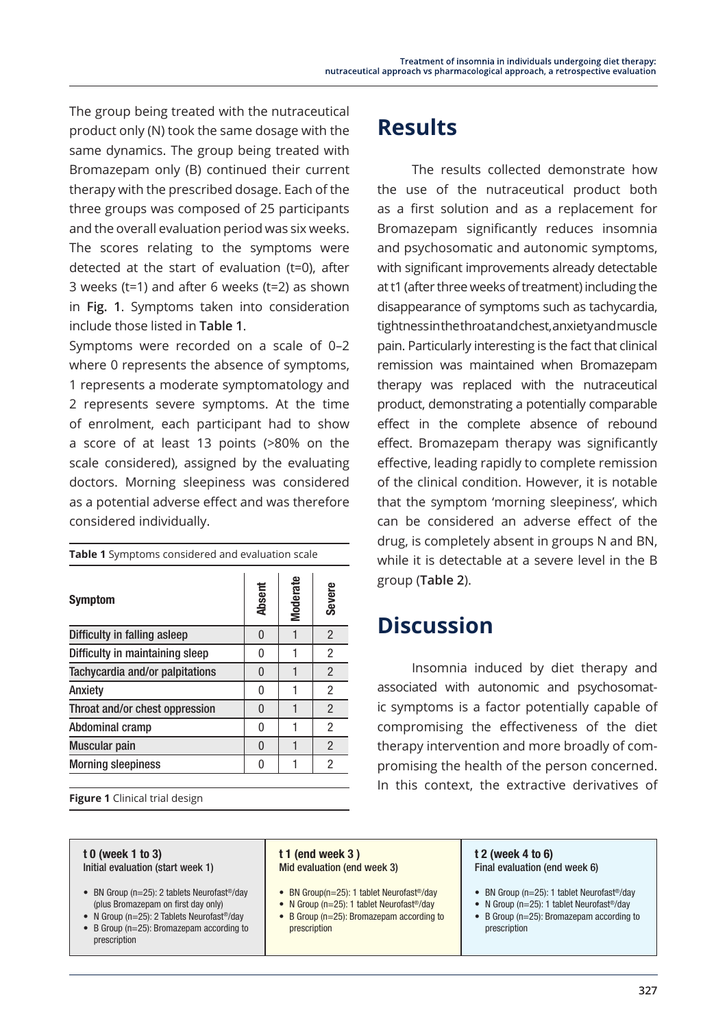The group being treated with the nutraceutical product only (N) took the same dosage with the same dynamics. The group being treated with Bromazepam only (B) continued their current therapy with the prescribed dosage. Each of the three groups was composed of 25 participants and the overall evaluation period was six weeks. The scores relating to the symptoms were detected at the start of evaluation (t=0), after 3 weeks (t=1) and after 6 weeks (t=2) as shown in **Fig. 1**. Symptoms taken into consideration include those listed in **Table 1**.

Symptoms were recorded on a scale of 0–2 where 0 represents the absence of symptoms, 1 represents a moderate symptomatology and 2 represents severe symptoms. At the time of enrolment, each participant had to show a score of at least 13 points (>80% on the scale considered), assigned by the evaluating doctors. Morning sleepiness was considered as a potential adverse effect and was therefore considered individually.

**Table 1** Symptoms considered and evaluation scale

| Symptom | Absent | Moderate | Severe |
|---|---|---|---|
| Difficulty in falling asleep | 0 | 1 | 2 |
| Difficulty in maintaining sleep | 0 | 1 | 2 |
| Tachycardia and/or palpitations | 0 | 1 | 2 |
| Anxiety | 0 | 1 | 2 |
| Throat and/or chest oppression | 0 | 1 | 2 |
| Abdominal cramp | 0 | 1 | 2 |
| Muscular pain | 0 | 1 | 2 |
| Morning sleepiness | 0 | 1 | 2 |

**Figure 1** Clinical trial design

| t 0 (week 1 to 3) Initial evaluation (start week 1) | t 1 (end week 3) Mid evaluation (end week 3) | t 2 (week 4 to 6) Final evaluation (end week 6) |
|---|---|---|
| • BN Group (n=25): 2 tablets Neurofast®/day (plus Bromazepam on first day only)<br>• N Group (n=25): 2 Tablets Neurofast®/day<br>• B Group (n=25): Bromazepam according to prescription | • BN Group(n=25): 1 tablet Neurofast®/day<br>• N Group (n=25): 1 tablet Neurofast®/day<br>• B Group (n=25): Bromazepam according to prescription | • BN Group (n=25): 1 tablet Neurofast®/day<br>• N Group (n=25): 1 tablet Neurofast®/day<br>• B Group (n=25): Bromazepam according to prescription |

# Results

The results collected demonstrate how the use of the nutraceutical product both as a first solution and as a replacement for Bromazepam significantly reduces insomnia and psychosomatic and autonomic symptoms, with significant improvements already detectable at t1 (after three weeks of treatment) including the disappearance of symptoms such as tachycardia, tightness in the throat and chest, anxiety and muscle pain. Particularly interesting is the fact that clinical remission was maintained when Bromazepam therapy was replaced with the nutraceutical product, demonstrating a potentially comparable effect in the complete absence of rebound effect. Bromazepam therapy was significantly effective, leading rapidly to complete remission of the clinical condition. However, it is notable that the symptom 'morning sleepiness', which can be considered an adverse effect of the drug, is completely absent in groups N and BN, while it is detectable at a severe level in the B group (**Table 2**).

# Discussion

Insomnia induced by diet therapy and associated with autonomic and psychosomatic symptoms is a factor potentially capable of compromising the effectiveness of the diet therapy intervention and more broadly of compromising the health of the person concerned. In this context, the extractive derivatives of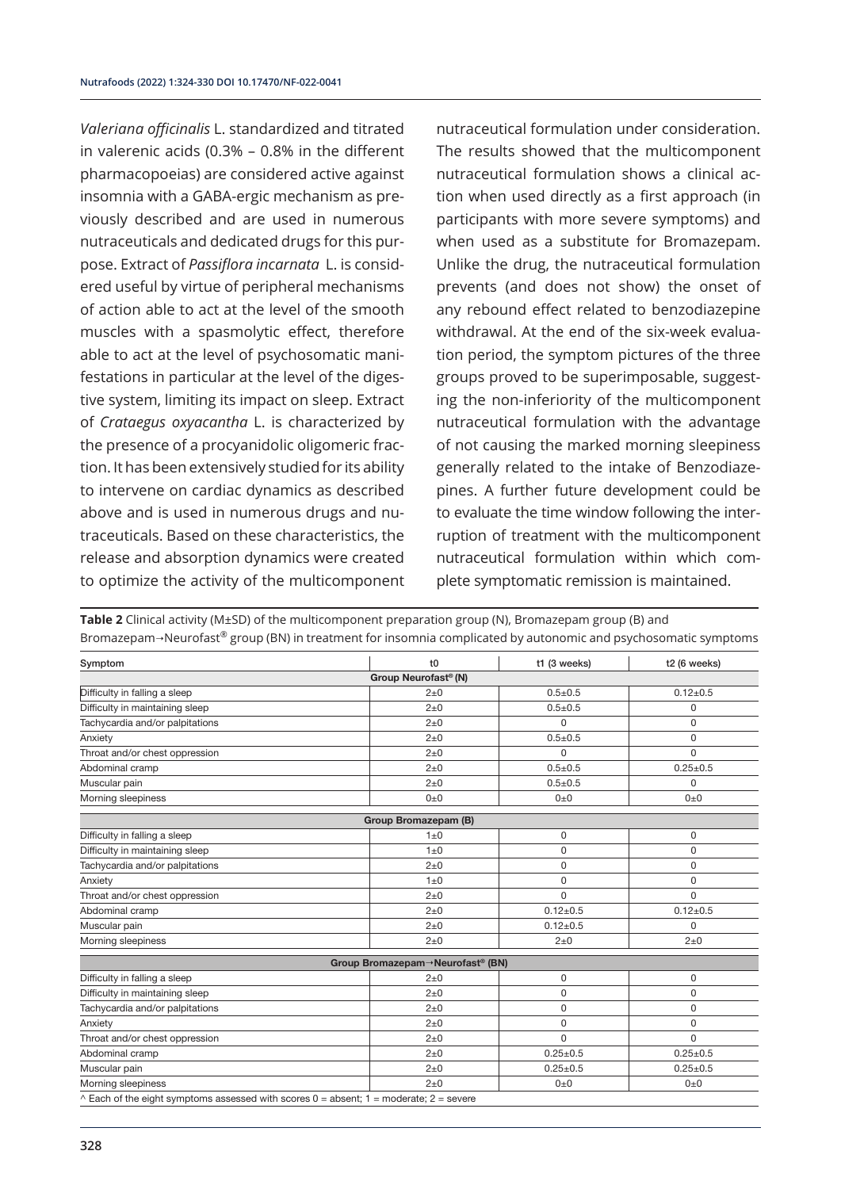*Valeriana officinalis* L. standardized and titrated in valerenic acids (0.3% – 0.8% in the different pharmacopoeias) are considered active against insomnia with a GABA-ergic mechanism as previously described and are used in numerous nutraceuticals and dedicated drugs for this purpose. Extract of *Passiflora incarnata* L. is considered useful by virtue of peripheral mechanisms of action able to act at the level of the smooth muscles with a spasmolytic effect, therefore able to act at the level of psychosomatic manifestations in particular at the level of the digestive system, limiting its impact on sleep. Extract of *Crataegus oxyacantha* L. is characterized by the presence of a procyanidolic oligomeric fraction. It has been extensively studied for its ability to intervene on cardiac dynamics as described above and is used in numerous drugs and nutraceuticals. Based on these characteristics, the release and absorption dynamics were created to optimize the activity of the multicomponent nutraceutical formulation under consideration. The results showed that the multicomponent nutraceutical formulation shows a clinical action when used directly as a first approach (in participants with more severe symptoms) and when used as a substitute for Bromazepam. Unlike the drug, the nutraceutical formulation prevents (and does not show) the onset of any rebound effect related to benzodiazepine withdrawal. At the end of the six-week evaluation period, the symptom pictures of the three groups proved to be superimposable, suggesting the non-inferiority of the multicomponent nutraceutical formulation with the advantage of not causing the marked morning sleepiness generally related to the intake of Benzodiazepines. A further future development could be to evaluate the time window following the interruption of treatment with the multicomponent nutraceutical formulation within which complete symptomatic remission is maintained.

**Table 2** Clinical activity (M±SD) of the multicomponent preparation group (N), Bromazepam group (B) and Bromazepam→Neurofast® group (BN) in treatment for insomnia complicated by autonomic and psychosomatic symptoms

| Symptom | t0 | t1 (3 weeks) | t2 (6 weeks) |
|---|---|---|---|
| **Group Neurofast® (N)** | | | |
| Difficulty in falling a sleep | 2±0 | 0.5±0.5 | 0.12±0.5 |
| Difficulty in maintaining sleep | 2±0 | 0.5±0.5 | 0 |
| Tachycardia and/or palpitations | 2±0 | 0 | 0 |
| Anxiety | 2±0 | 0.5±0.5 | 0 |
| Throat and/or chest oppression | 2±0 | 0 | 0 |
| Abdominal cramp | 2±0 | 0.5±0.5 | 0.25±0.5 |
| Muscular pain | 2±0 | 0.5±0.5 | 0 |
| Morning sleepiness | 0±0 | 0±0 | 0±0 |
| **Group Bromazepam (B)** | | | |
| Difficulty in falling a sleep | 1±0 | 0 | 0 |
| Difficulty in maintaining sleep | 1±0 | 0 | 0 |
| Tachycardia and/or palpitations | 2±0 | 0 | 0 |
| Anxiety | 1±0 | 0 | 0 |
| Throat and/or chest oppression | 2±0 | 0 | 0 |
| Abdominal cramp | 2±0 | 0.12±0.5 | 0.12±0.5 |
| Muscular pain | 2±0 | 0.12±0.5 | 0 |
| Morning sleepiness | 2±0 | 2±0 | 2±0 |
| **Group Bromazepam→Neurofast® (BN)** | | | |
| Difficulty in falling a sleep | 2±0 | 0 | 0 |
| Difficulty in maintaining sleep | 2±0 | 0 | 0 |
| Tachycardia and/or palpitations | 2±0 | 0 | 0 |
| Anxiety | 2±0 | 0 | 0 |
| Throat and/or chest oppression | 2±0 | 0 | 0 |
| Abdominal cramp | 2±0 | 0.25±0.5 | 0.25±0.5 |
| Muscular pain | 2±0 | 0.25±0.5 | 0.25±0.5 |
| Morning sleepiness | 2±0 | 0±0 | 0±0 |

^ Each of the eight symptoms assessed with scores 0 = absent; 1 = moderate; 2 = severe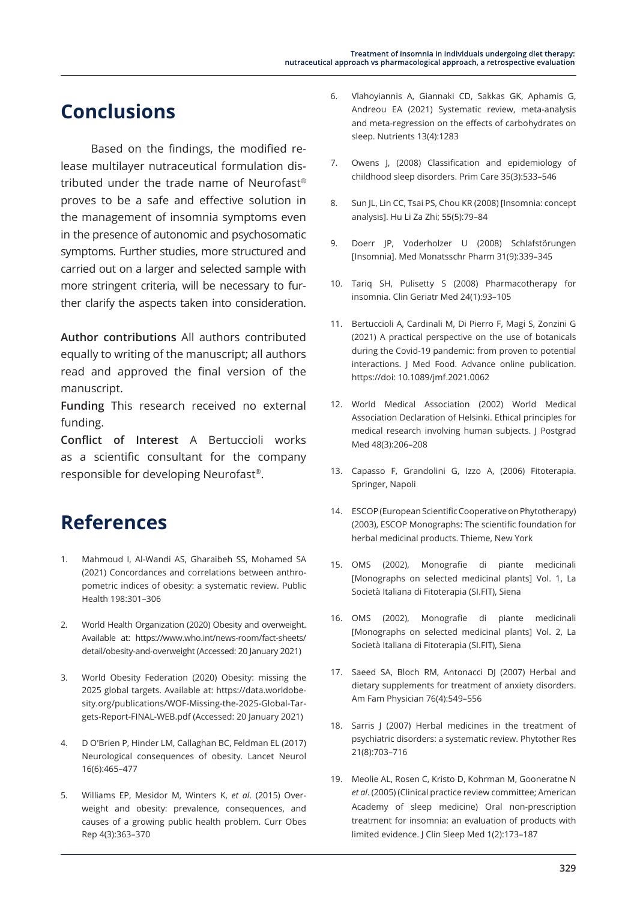## Conclusions

Based on the findings, the modified release multilayer nutraceutical formulation distributed under the trade name of Neurofast® proves to be a safe and effective solution in the management of insomnia symptoms even in the presence of autonomic and psychosomatic symptoms. Further studies, more structured and carried out on a larger and selected sample with more stringent criteria, will be necessary to further clarify the aspects taken into consideration.

**Author contributions** All authors contributed equally to writing of the manuscript; all authors read and approved the final version of the manuscript.

**Funding** This research received no external funding.

**Conflict of Interest** A Bertuccioli works as a scientific consultant for the company responsible for developing Neurofast®.

## References

1. Mahmoud I, Al-Wandi AS, Gharaibeh SS, Mohamed SA (2021) Concordances and correlations between anthropometric indices of obesity: a systematic review. Public Health 198:301–306
2. World Health Organization (2020) Obesity and overweight. Available at: https://www.who.int/news-room/fact-sheets/detail/obesity-and-overweight (Accessed: 20 January 2021)
3. World Obesity Federation (2020) Obesity: missing the 2025 global targets. Available at: https://data.worldobesity.org/publications/WOF-Missing-the-2025-Global-Targets-Report-FINAL-WEB.pdf (Accessed: 20 January 2021)
4. D O'Brien P, Hinder LM, Callaghan BC, Feldman EL (2017) Neurological consequences of obesity. Lancet Neurol 16(6):465–477
5. Williams EP, Mesidor M, Winters K, *et al*. (2015) Overweight and obesity: prevalence, consequences, and causes of a growing public health problem. Curr Obes Rep 4(3):363–370
6. Vlahoyiannis A, Giannaki CD, Sakkas GK, Aphamis G, Andreou EA (2021) Systematic review, meta-analysis and meta-regression on the effects of carbohydrates on sleep. Nutrients 13(4):1283
7. Owens J, (2008) Classification and epidemiology of childhood sleep disorders. Prim Care 35(3):533–546
8. Sun JL, Lin CC, Tsai PS, Chou KR (2008) [Insomnia: concept analysis]. Hu Li Za Zhi; 55(5):79–84
9. Doerr JP, Voderholzer U (2008) Schlafstörungen [Insomnia]. Med Monatsschr Pharm 31(9):339–345
10. Tariq SH, Pulisetty S (2008) Pharmacotherapy for insomnia. Clin Geriatr Med 24(1):93–105
11. Bertuccioli A, Cardinali M, Di Pierro F, Magi S, Zonzini G (2021) A practical perspective on the use of botanicals during the Covid-19 pandemic: from proven to potential interactions. J Med Food. Advance online publication. https://doi: 10.1089/jmf.2021.0062
12. World Medical Association (2002) World Medical Association Declaration of Helsinki. Ethical principles for medical research involving human subjects. J Postgrad Med 48(3):206–208
13. Capasso F, Grandolini G, Izzo A, (2006) Fitoterapia. Springer, Napoli
14. ESCOP (European Scientific Cooperative on Phytotherapy) (2003), ESCOP Monographs: The scientific foundation for herbal medicinal products. Thieme, New York
15. OMS (2002), Monografie di piante medicinali [Monographs on selected medicinal plants] Vol. 1, La Società Italiana di Fitoterapia (SI.FIT), Siena
16. OMS (2002), Monografie di piante medicinali [Monographs on selected medicinal plants] Vol. 2, La Società Italiana di Fitoterapia (SI.FIT), Siena
17. Saeed SA, Bloch RM, Antonacci DJ (2007) Herbal and dietary supplements for treatment of anxiety disorders. Am Fam Physician 76(4):549–556
18. Sarris J (2007) Herbal medicines in the treatment of psychiatric disorders: a systematic review. Phytother Res 21(8):703–716
19. Meolie AL, Rosen C, Kristo D, Kohrman M, Gooneratne N *et al*. (2005) (Clinical practice review committee; American Academy of sleep medicine) Oral non-prescription treatment for insomnia: an evaluation of products with limited evidence. J Clin Sleep Med 1(2):173–187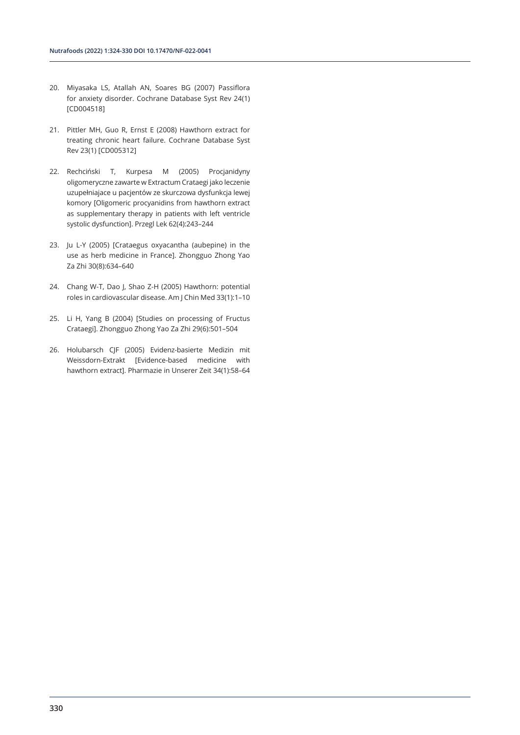20. Miyasaka LS, Atallah AN, Soares BG (2007) Passiflora for anxiety disorder. Cochrane Database Syst Rev 24(1) [CD004518]

21. Pittler MH, Guo R, Ernst E (2008) Hawthorn extract for treating chronic heart failure. Cochrane Database Syst Rev 23(1) [CD005312]

22. Rechciński T, Kurpesa M (2005) Procjanidyny oligomeryczne zawarte w Extractum Crataegi jako leczenie uzupełniajace u pacjentów ze skurczowa dysfunkcja lewej komory [Oligomeric procyanidins from hawthorn extract as supplementary therapy in patients with left ventricle systolic dysfunction]. Przegl Lek 62(4):243–244

23. Ju L-Y (2005) [Crataegus oxyacantha (aubepine) in the use as herb medicine in France]. Zhongguo Zhong Yao Za Zhi 30(8):634–640

24. Chang W-T, Dao J, Shao Z-H (2005) Hawthorn: potential roles in cardiovascular disease. Am J Chin Med 33(1):1–10

25. Li H, Yang B (2004) [Studies on processing of Fructus Crataegi]. Zhongguo Zhong Yao Za Zhi 29(6):501–504

26. Holubarsch CJF (2005) Evidenz-basierte Medizin mit Weissdorn-Extrakt [Evidence-based medicine with hawthorn extract]. Pharmazie in Unserer Zeit 34(1):58–64